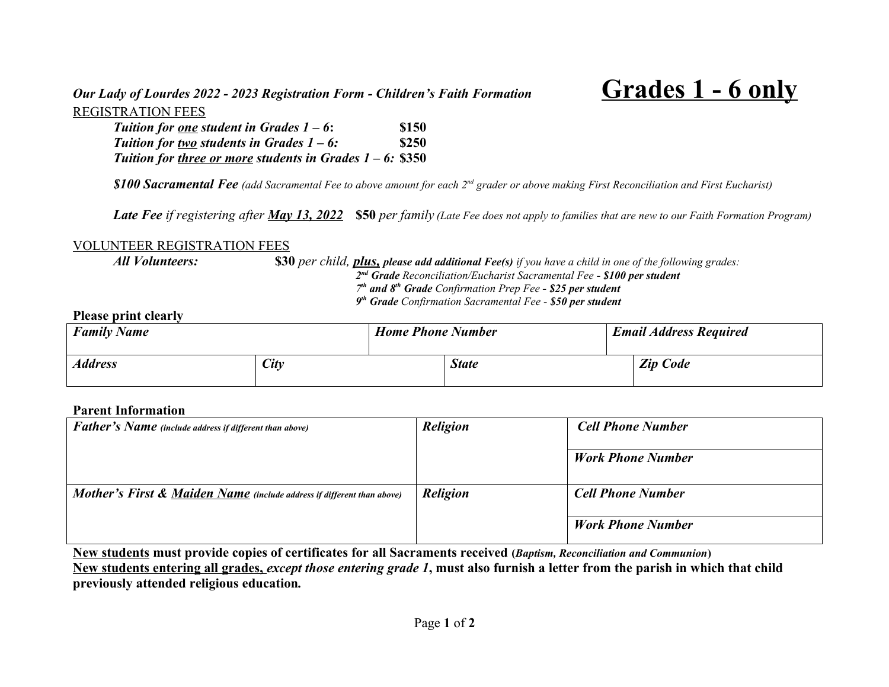*Our Lady of Lourdes 2022 - 2023 Registration Form - Children's Faith Formation*

# Grades 1 - 6 only

REGISTRATION FEES

***Tuition for one student in Grades 1 – 6*:** **$150**
***Tuition for two students in Grades 1 – 6:*** **$250**
***Tuition for three or more students in Grades 1 – 6:*** **$350**

***$100 Sacramental Fee*** *(add Sacramental Fee to above amount for each 2nd grader or above making First Reconciliation and First Eucharist)*

***Late Fee*** *if registering after* ***May 13, 2022*** **$50** *per family (Late Fee does not apply to families that are new to our Faith Formation Program)*

VOLUNTEER REGISTRATION FEES

***All Volunteers:*** **$30** *per child,* ***plus, please add additional Fee(s)*** *if you have a child in one of the following grades:*

- ***2nd Grade*** *Reconciliation/Eucharist Sacramental Fee* ***- $100 per student***
- ***7th and 8th Grade*** *Confirmation Prep Fee* ***- $25 per student***
- ***9th Grade*** *Confirmation Sacramental Fee -* ***$50 per student***

**Please print clearly**

| ***Family Name*** | ***Home Phone Number*** | ***Email Address Required*** | |
|---|---|---|---|
| ***Address*** | ***City*** | ***State*** | ***Zip Code*** |

**Parent Information**

| ***Father's Name*** *(include address if different than above)* | ***Religion*** | ***Cell Phone Number*** |
|---|---|---|
| | | ***Work Phone Number*** |
| ***Mother's First & Maiden Name*** *(include address if different than above)* | ***Religion*** | ***Cell Phone Number*** |
| | | ***Work Phone Number*** |

**New students must provide copies of certificates for all Sacraments received (*Baptism, Reconciliation and Communion*)**
**New students entering all grades, *except those entering grade 1*, must also furnish a letter from the parish in which that child previously attended religious education.**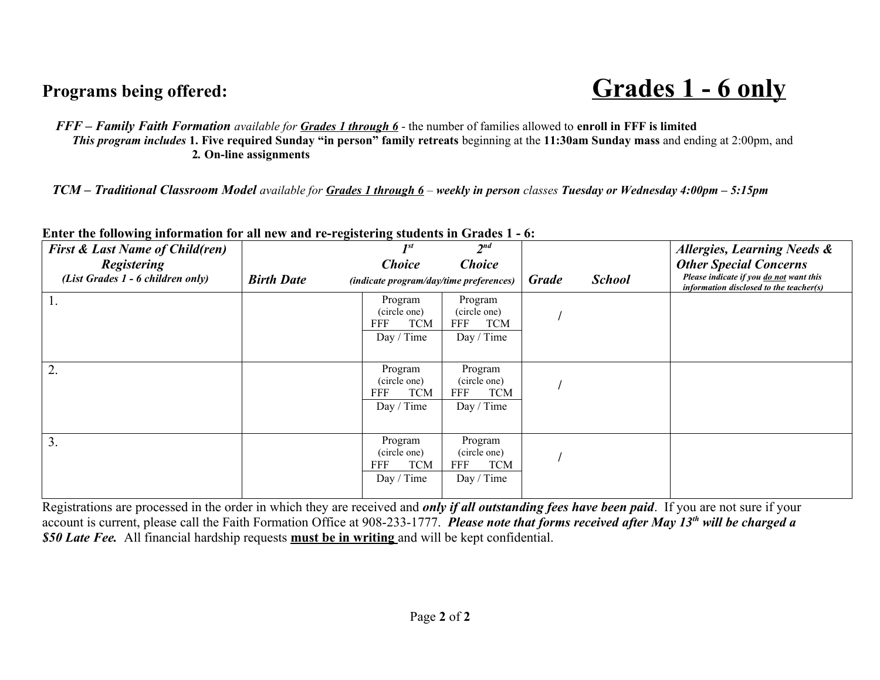## Programs being offered:

# Grades 1 - 6 only

***FFF – Family Faith Formation*** *available for* ***Grades 1 through 6*** - the number of families allowed to **enroll in FFF is limited**

***This program includes*** **1. Five required Sunday "in person" family retreats** beginning at the **11:30am Sunday mass** and ending at 2:00pm, and **2. On-line assignments**

***TCM – Traditional Classroom Model*** *available for* ***Grades 1 through 6*** *–* ***weekly in person*** *classes* ***Tuesday or Wednesday 4:00pm – 5:15pm***

**Enter the following information for all new and re-registering students in Grades 1 - 6:**

| ***First & Last Name of Child(ren) Registering*** ***(List Grades 1 - 6 children only)*** | ***Birth Date*** | ***1st Choice*** ***(indicate program/day/time preferences)*** | ***2nd Choice*** | ***Grade School*** | ***Allergies, Learning Needs & Other Special Concerns*** ***Please indicate if you do not want this information disclosed to the teacher(s)*** |
|---|---|---|---|---|---|
| 1. | | Program (circle one) FFF TCM<br>Day / Time | Program (circle one) FFF TCM<br>Day / Time | / | |
| 2. | | Program (circle one) FFF TCM<br>Day / Time | Program (circle one) FFF TCM<br>Day / Time | / | |
| 3. | | Program (circle one) FFF TCM<br>Day / Time | Program (circle one) FFF TCM<br>Day / Time | / | |

Registrations are processed in the order in which they are received and ***only if all outstanding fees have been paid***. If you are not sure if your account is current, please call the Faith Formation Office at 908-233-1777. ***Please note that forms received after May 13th will be charged a $50 Late Fee.*** All financial hardship requests **must be in writing** and will be kept confidential.